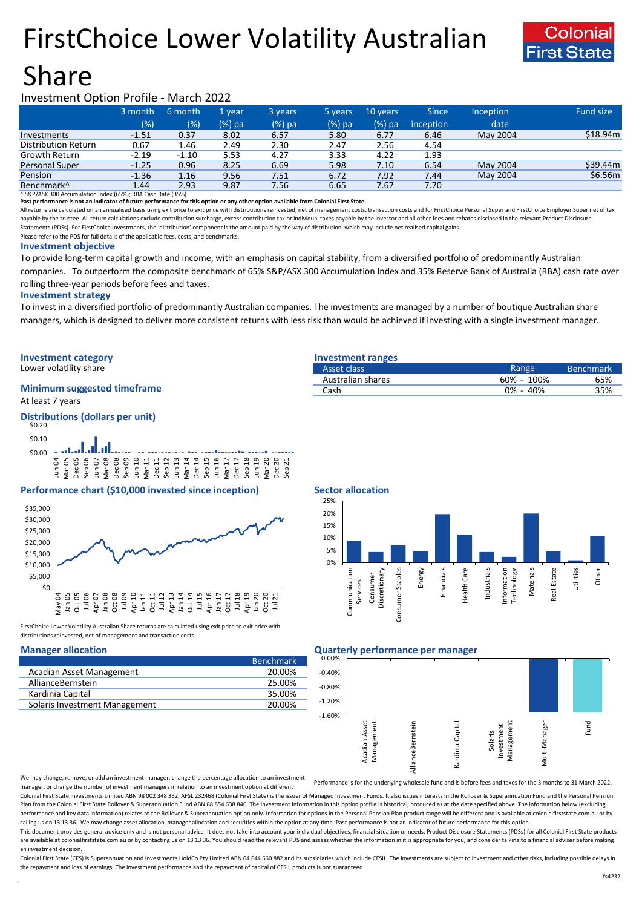# FirstChoice Lower Volatility Australian Share

Colonial First State

Investment Option Profile - March 2022

| | 3 month (%) | 6 month (%) | 1 year (%) pa | 3 years (%) pa | 5 years (%) pa | 10 years (%) pa | Since inception | Inception date | Fund size |
|---|---|---|---|---|---|---|---|---|---|
| Investments | -1.51 | 0.37 | 8.02 | 6.57 | 5.80 | 6.77 | 6.46 | May 2004 | $18.94m |
| Distribution Return | 0.67 | 1.46 | 2.49 | 2.30 | 2.47 | 2.56 | 4.54 | | |
| Growth Return | -2.19 | -1.10 | 5.53 | 4.27 | 3.33 | 4.22 | 1.93 | | |
| Personal Super | -1.25 | 0.96 | 8.25 | 6.69 | 5.98 | 7.10 | 6.54 | May 2004 | $39.44m |
| Pension | -1.36 | 1.16 | 9.56 | 7.51 | 6.72 | 7.92 | 7.44 | May 2004 | $6.56m |
| Benchmark^ | 1.44 | 2.93 | 9.87 | 7.56 | 6.65 | 7.67 | 7.70 | | |

^ S&P/ASX 300 Accumulation Index (65%); RBA Cash Rate (35%)

**Past performance is not an indicator of future performance for this option or any other option available from Colonial First State.**

All returns are calculated on an annualised basis using exit price to exit price with distributions reinvested, net of management costs, transaction costs and for FirstChoice Personal Super and FirstChoice Employer Super net of tax payable by the trustee. All return calculations exclude contribution surcharge, excess contribution tax or individual taxes payable by the investor and all other fees and rebates disclosed in the relevant Product Disclosure Statements (PDSs). For FirstChoice Investments, the 'distribution' component is the amount paid by the way of distribution, which may include net realised capital gains.

Please refer to the PDS for full details of the applicable fees, costs, and benchmarks.

### Investment objective

To provide long-term capital growth and income, with an emphasis on capital stability, from a diversified portfolio of predominantly Australian companies. To outperform the composite benchmark of 65% S&P/ASX 300 Accumulation Index and 35% Reserve Bank of Australia (RBA) cash rate over rolling three-year periods before fees and taxes.

### Investment strategy

To invest in a diversified portfolio of predominantly Australian companies. The investments are managed by a number of boutique Australian share managers, which is designed to deliver more consistent returns with less risk than would be achieved if investing with a single investment manager.

### Investment category

Lower volatility share

### Minimum suggested timeframe

At least 7 years

### Distributions (dollars per unit)

### Performance chart ($10,000 invested since inception)

FirstChoice Lower Volatility Australian Share returns are calculated using exit price to exit price with distributions reinvested, net of management and transaction costs

### Investment ranges

| Asset class | Range | Benchmark |
|---|---|---|
| Australian shares | 60% - 100% | 65% |
| Cash | 0% - 40% | 35% |

### Sector allocation

### Manager allocation

| | Benchmark |
|---|---|
| Acadian Asset Management | 20.00% |
| AllianceBernstein | 25.00% |
| Kardinia Capital | 35.00% |
| Solaris Investment Management | 20.00% |

We may change, remove, or add an investment manager, change the percentage allocation to an investment manager, or change the number of investment managers in relation to an investment option at different

### Quarterly performance per manager

Performance is for the underlying wholesale fund and is before fees and taxes for the 3 months to 31 March 2022.

Colonial First State Investments Limited ABN 98 002 348 352, AFSL 232468 (Colonial First State) is the issuer of Managed Investment Funds. It also issues interests in the Rollover & Superannuation Fund and the Personal Pension Plan from the Colonial First State Rollover & Superannuation Fund ABN 88 854 638 840. The investment information in this option profile is historical, produced as at the date specified above. The information below (excluding performance and key data information) relates to the Rollover & Superannuation option only. Information for options in the Personal Pension Plan product range will be different and is available at colonialfirststate.com.au or by calling us on 13 13 36. We may change asset allocation, manager allocation and securities within the option at any time. Past performance is not an indicator of future performance for this option.

This document provides general advice only and is not personal advice. It does not take into account your individual objectives, financial situation or needs. Product Disclosure Statements (PDSs) for all Colonial First State products are available at colonialfirststate.com.au or by contacting us on 13 13 36. You should read the relevant PDS and assess whether the information in it is appropriate for you, and consider talking to a financial adviser before making an investment decision.

Colonial First State (CFS) is Superannuation and Investments HoldCo Pty Limited ABN 64 644 660 882 and its subsidiaries which include CFSIL. The investments are subject to investment and other risks, including possible delays in the repayment and loss of earnings. The investment performance and the repayment of capital of CFSIL products is not guaranteed.

fs4232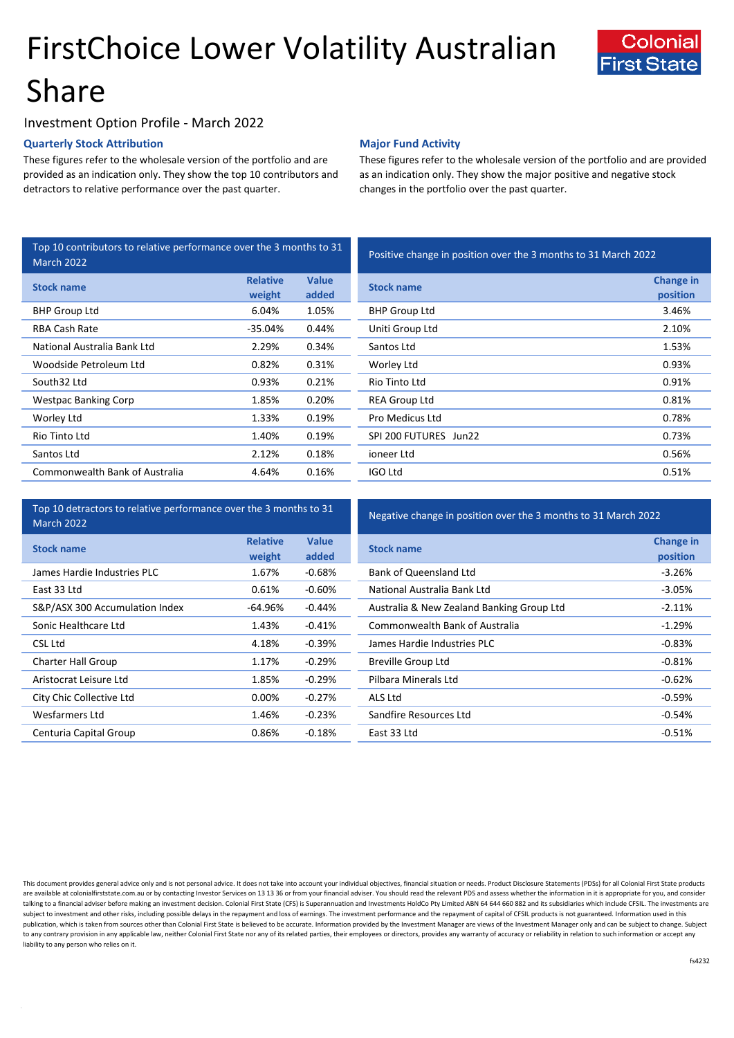# FirstChoice Lower Volatility Australian Share

Investment Option Profile - March 2022

### Quarterly Stock Attribution

These figures refer to the wholesale version of the portfolio and are provided as an indication only. They show the top 10 contributors and detractors to relative performance over the past quarter.

**Top 10 contributors to relative performance over the 3 months to 31 March 2022**

| Stock name | Relative weight | Value added |
|---|---|---|
| BHP Group Ltd | 6.04% | 1.05% |
| RBA Cash Rate | -35.04% | 0.44% |
| National Australia Bank Ltd | 2.29% | 0.34% |
| Woodside Petroleum Ltd | 0.82% | 0.31% |
| South32 Ltd | 0.93% | 0.21% |
| Westpac Banking Corp | 1.85% | 0.20% |
| Worley Ltd | 1.33% | 0.19% |
| Rio Tinto Ltd | 1.40% | 0.19% |
| Santos Ltd | 2.12% | 0.18% |
| Commonwealth Bank of Australia | 4.64% | 0.16% |

**Top 10 detractors to relative performance over the 3 months to 31 March 2022**

| Stock name | Relative weight | Value added |
|---|---|---|
| James Hardie Industries PLC | 1.67% | -0.68% |
| East 33 Ltd | 0.61% | -0.60% |
| S&P/ASX 300 Accumulation Index | -64.96% | -0.44% |
| Sonic Healthcare Ltd | 1.43% | -0.41% |
| CSL Ltd | 4.18% | -0.39% |
| Charter Hall Group | 1.17% | -0.29% |
| Aristocrat Leisure Ltd | 1.85% | -0.29% |
| City Chic Collective Ltd | 0.00% | -0.27% |
| Wesfarmers Ltd | 1.46% | -0.23% |
| Centuria Capital Group | 0.86% | -0.18% |

### Major Fund Activity

These figures refer to the wholesale version of the portfolio and are provided as an indication only. They show the major positive and negative stock changes in the portfolio over the past quarter.

**Positive change in position over the 3 months to 31 March 2022**

| Stock name | Change in position |
|---|---|
| BHP Group Ltd | 3.46% |
| Uniti Group Ltd | 2.10% |
| Santos Ltd | 1.53% |
| Worley Ltd | 0.93% |
| Rio Tinto Ltd | 0.91% |
| REA Group Ltd | 0.81% |
| Pro Medicus Ltd | 0.78% |
| SPI 200 FUTURES Jun22 | 0.73% |
| ioneer Ltd | 0.56% |
| IGO Ltd | 0.51% |

**Negative change in position over the 3 months to 31 March 2022**

| Stock name | Change in position |
|---|---|
| Bank of Queensland Ltd | -3.26% |
| National Australia Bank Ltd | -3.05% |
| Australia & New Zealand Banking Group Ltd | -2.11% |
| Commonwealth Bank of Australia | -1.29% |
| James Hardie Industries PLC | -0.83% |
| Breville Group Ltd | -0.81% |
| Pilbara Minerals Ltd | -0.62% |
| ALS Ltd | -0.59% |
| Sandfire Resources Ltd | -0.54% |
| East 33 Ltd | -0.51% |

This document provides general advice only and is not personal advice. It does not take into account your individual objectives, financial situation or needs. Product Disclosure Statements (PDSs) for all Colonial First State products are available at colonialfirststate.com.au or by contacting Investor Services on 13 13 36 or from your financial adviser. You should read the relevant PDS and assess whether the information in it is appropriate for you, and consider talking to a financial adviser before making an investment decision. Colonial First State (CFS) is Superannuation and Investments HoldCo Pty Limited ABN 64 644 660 882 and its subsidiaries which include CFSIL. The investments are subject to investment and other risks, including possible delays in the repayment and loss of earnings. The investment performance and the repayment of capital of CFSIL products is not guaranteed. Information used in this publication, which is taken from sources other than Colonial First State is believed to be accurate. Information provided by the Investment Manager are views of the Investment Manager only and can be subject to change. Subject to any contrary provision in any applicable law, neither Colonial First State nor any of its related parties, their employees or directors, provides any warranty of accuracy or reliability in relation to such information or accept any liability to any person who relies on it.

fs4232